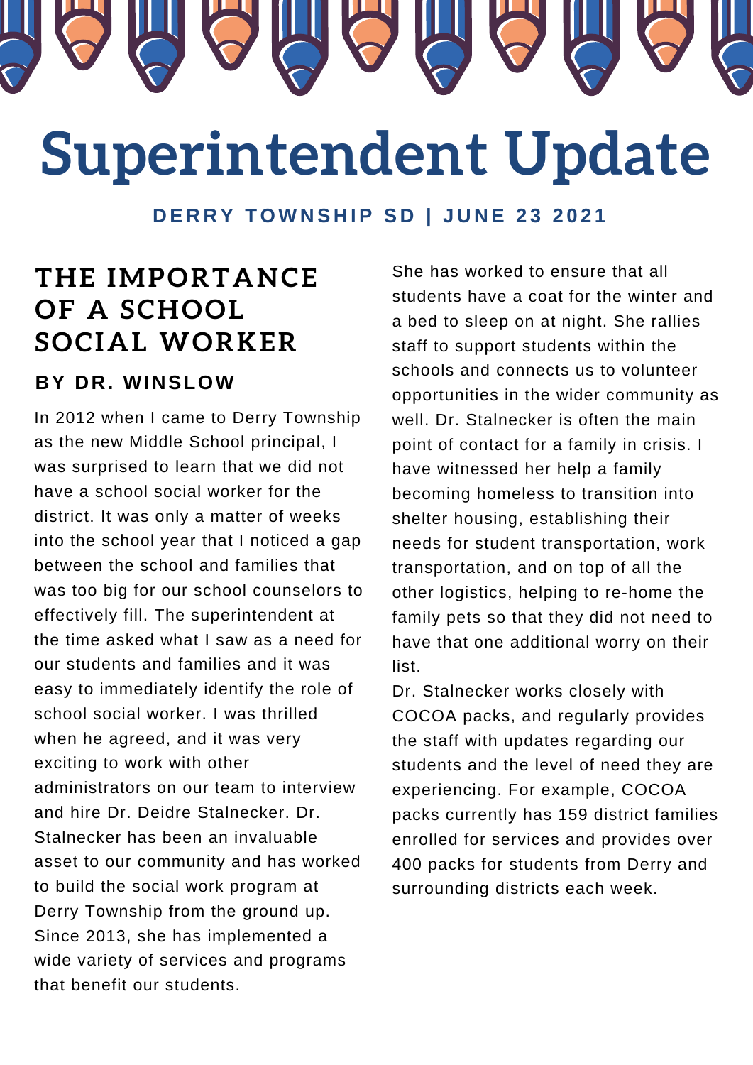# Superintendent Update

**DERRY TOWNSHIP SD | JUNE 23 2021**

## THE IMPORTANCE OF A SCHOOL SOCIAL WORKER

### BY DR. WINSLOW

In 2012 when I came to Derry Township as the new Middle School principal, I was surprised to learn that we did not have a school social worker for the district. It was only a matter of weeks into the school year that I noticed a gap between the school and families that was too big for our school counselors to effectively fill. The superintendent at the time asked what I saw as a need for our students and families and it was easy to immediately identify the role of school social worker. I was thrilled when he agreed, and it was very exciting to work with other administrators on our team to interview and hire Dr. Deidre Stalnecker. Dr. Stalnecker has been an invaluable asset to our community and has worked to build the social work program at Derry Township from the ground up. Since 2013, she has implemented a wide variety of services and programs that benefit our students.

She has worked to ensure that all students have a coat for the winter and a bed to sleep on at night. She rallies staff to support students within the schools and connects us to volunteer opportunities in the wider community as well. Dr. Stalnecker is often the main point of contact for a family in crisis. I have witnessed her help a family becoming homeless to transition into shelter housing, establishing their needs for student transportation, work transportation, and on top of all the other logistics, helping to re-home the family pets so that they did not need to have that one additional worry on their list.

Dr. Stalnecker works closely with COCOA packs, and regularly provides the staff with updates regarding our students and the level of need they are experiencing. For example, COCOA packs currently has 159 district families enrolled for services and provides over 400 packs for students from Derry and surrounding districts each week.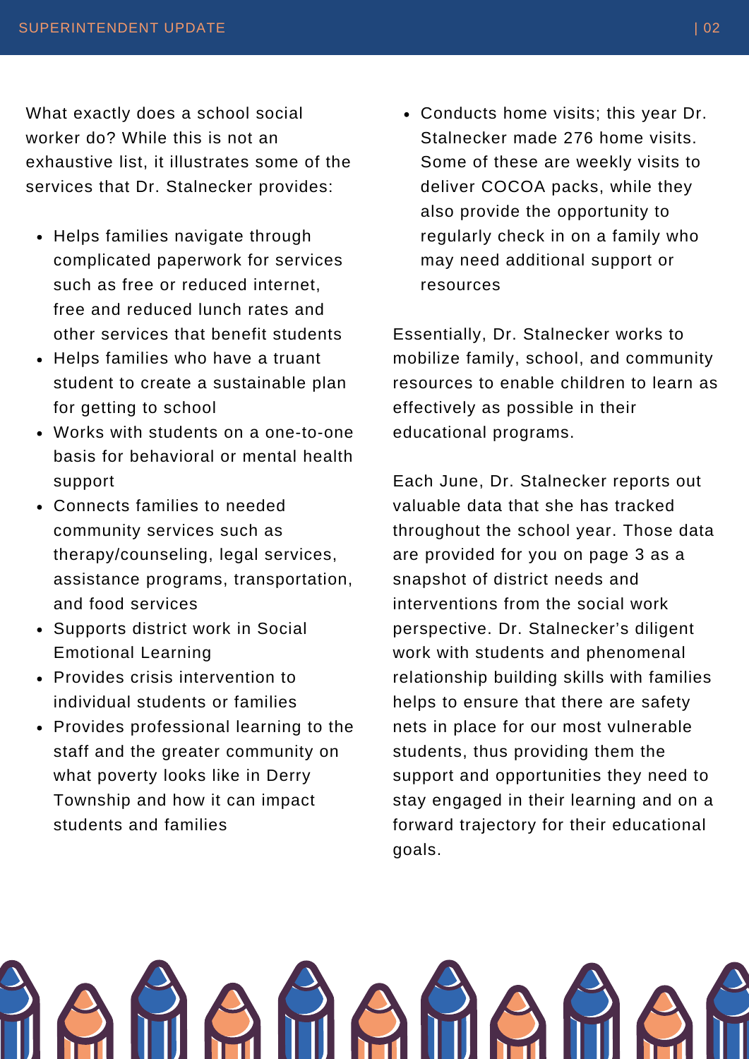What exactly does a school social worker do? While this is not an exhaustive list, it illustrates some of the services that Dr. Stalnecker provides:

- Helps families navigate through complicated paperwork for services such as free or reduced internet, free and reduced lunch rates and other services that benefit students
- Helps families who have a truant student to create a sustainable plan for getting to school
- Works with students on a one-to-one basis for behavioral or mental health support
- Connects families to needed community services such as therapy/counseling, legal services, assistance programs, transportation, and food services
- Supports district work in Social Emotional Learning
- Provides crisis intervention to individual students or families
- Provides professional learning to the staff and the greater community on what poverty looks like in Derry Township and how it can impact students and families
- Conducts home visits; this year Dr. Stalnecker made 276 home visits. Some of these are weekly visits to deliver COCOA packs, while they also provide the opportunity to regularly check in on a family who may need additional support or resources

Essentially, Dr. Stalnecker works to mobilize family, school, and community resources to enable children to learn as effectively as possible in their educational programs.

Each June, Dr. Stalnecker reports out valuable data that she has tracked throughout the school year. Those data are provided for you on page 3 as a snapshot of district needs and interventions from the social work perspective. Dr. Stalnecker's diligent work with students and phenomenal relationship building skills with families helps to ensure that there are safety nets in place for our most vulnerable students, thus providing them the support and opportunities they need to stay engaged in their learning and on a forward trajectory for their educational goals.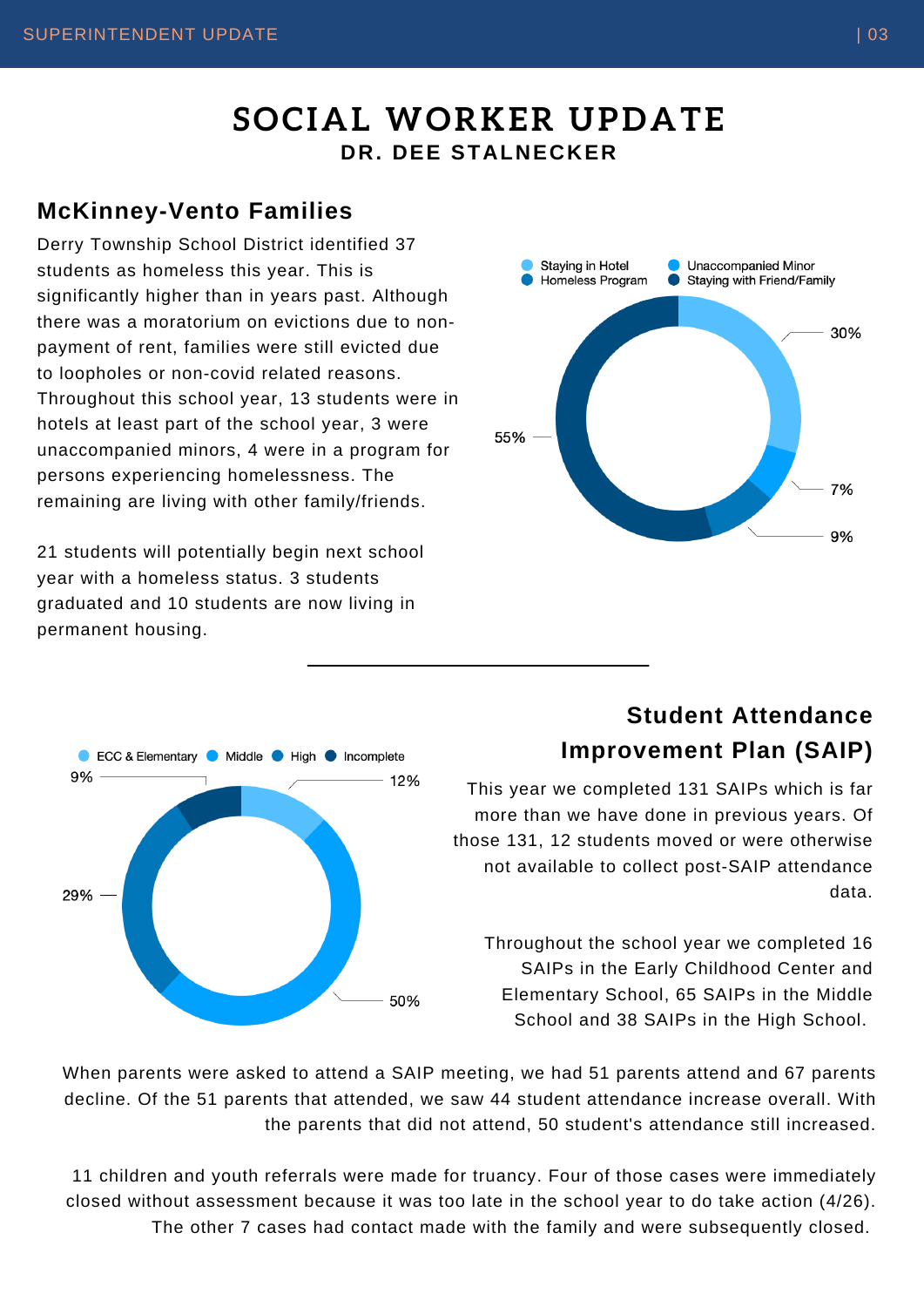# SOCIAL WORKER UPDATE

**DR. DEE STALNECKER**

## McKinney-Vento Families

Derry Township School District identified 37 students as homeless this year. This is significantly higher than in years past. Although there was a moratorium on evictions due to non-payment of rent, families were still evicted due to loopholes or non-covid related reasons. Throughout this school year, 13 students were in hotels at least part of the school year, 3 were unaccompanied minors, 4 were in a program for persons experiencing homelessness. The remaining are living with other family/friends.

21 students will potentially begin next school year with a homeless status. 3 students graduated and 10 students are now living in permanent housing.

Staying in Hotel · Unaccompanied Minor · Homeless Program · Staying with Friend/Family

30% · 7% · 9% · 55%

---

## Student Attendance Improvement Plan (SAIP)

This year we completed 131 SAIPs which is far more than we have done in previous years. Of those 131, 12 students moved or were otherwise not available to collect post-SAIP attendance data.

Throughout the school year we completed 16 SAIPs in the Early Childhood Center and Elementary School, 65 SAIPs in the Middle School and 38 SAIPs in the High School.

ECC & Elementary · Middle · High · Incomplete

12% · 50% · 29% · 9%

When parents were asked to attend a SAIP meeting, we had 51 parents attend and 67 parents decline. Of the 51 parents that attended, we saw 44 student attendance increase overall. With the parents that did not attend, 50 student's attendance still increased.

11 children and youth referrals were made for truancy. Four of those cases were immediately closed without assessment because it was too late in the school year to do take action (4/26). The other 7 cases had contact made with the family and were subsequently closed.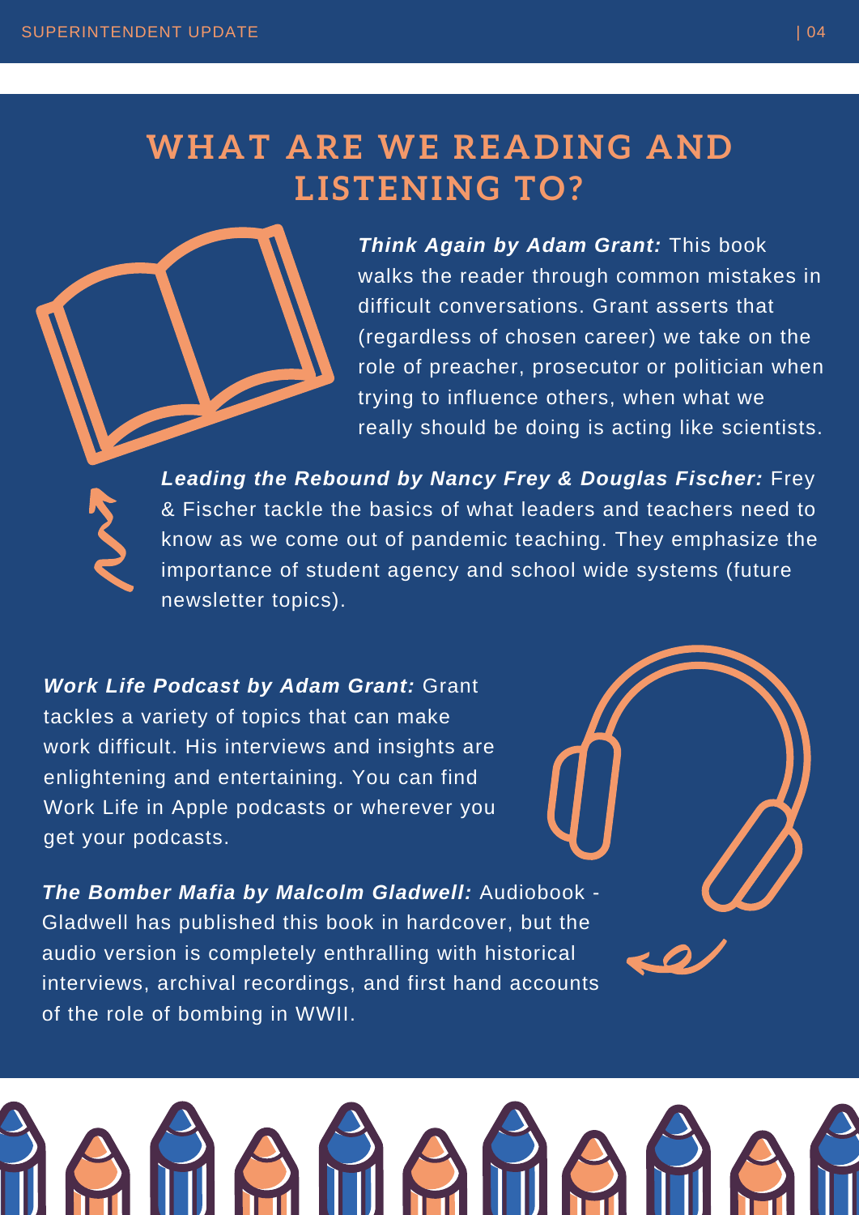# WHAT ARE WE READING AND LISTENING TO?

***Think Again by Adam Grant:*** This book walks the reader through common mistakes in difficult conversations. Grant asserts that (regardless of chosen career) we take on the role of preacher, prosecutor or politician when trying to influence others, when what we really should be doing is acting like scientists.

***Leading the Rebound by Nancy Frey & Douglas Fischer:*** Frey & Fischer tackle the basics of what leaders and teachers need to know as we come out of pandemic teaching. They emphasize the importance of student agency and school wide systems (future newsletter topics).

***Work Life Podcast by Adam Grant:*** Grant tackles a variety of topics that can make work difficult. His interviews and insights are enlightening and entertaining. You can find Work Life in Apple podcasts or wherever you get your podcasts.

***The Bomber Mafia by Malcolm Gladwell:*** Audiobook - Gladwell has published this book in hardcover, but the audio version is completely enthralling with historical interviews, archival recordings, and first hand accounts of the role of bombing in WWII.